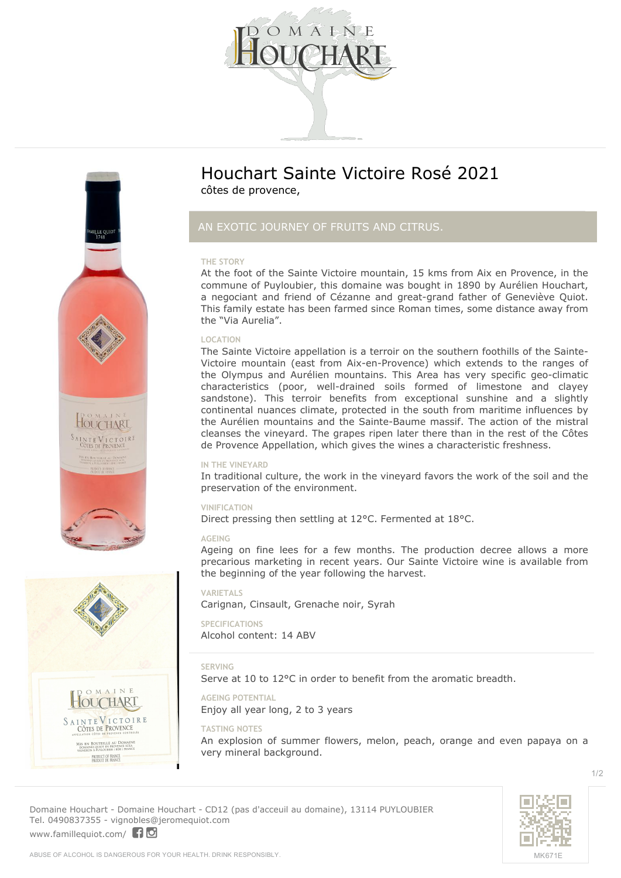# Houchart Sainte Victoire Rosé 2021

côtes de provence,

## AN EXOTIC JOURNEY OF FRUITS AND CITRUS.

### THE STORY

At the foot of the Sainte Victoire mountain, 15 kms from Aix en Provence, in the commune of Puyloubier, this domaine was bought in 1890 by Aurélien Houchart, a negociant and friend of Cézanne and great-grand father of Geneviève Quiot. This family estate has been farmed since Roman times, some distance away from the "Via Aurelia".

### LOCATION

The Sainte Victoire appellation is a terroir on the southern foothills of the Sainte-Victoire mountain (east from Aix-en-Provence) which extends to the ranges of the Olympus and Aurélien mountains. This Area has very specific geo-climatic characteristics (poor, well-drained soils formed of limestone and clayey sandstone). This terroir benefits from exceptional sunshine and a slightly continental nuances climate, protected in the south from maritime influences by the Aurélien mountains and the Sainte-Baume massif. The action of the mistral cleanses the vineyard. The grapes ripen later there than in the rest of the Côtes de Provence Appellation, which gives the wines a characteristic freshness.

### IN THE VINEYARD

In traditional culture, the work in the vineyard favors the work of the soil and the preservation of the environment.

### VINIFICATION

Direct pressing then settling at 12°C. Fermented at 18°C.

### AGEING

Ageing on fine lees for a few months. The production decree allows a more precarious marketing in recent years. Our Sainte Victoire wine is available from the beginning of the year following the harvest.

### VARIETALS

Carignan, Cinsault, Grenache noir, Syrah

### SPECIFICATIONS

Alcohol content: 14 ABV

### SERVING

Serve at 10 to 12°C in order to benefit from the aromatic breadth.

### AGEING POTENTIAL

Enjoy all year long, 2 to 3 years

### TASTING NOTES

An explosion of summer flowers, melon, peach, orange and even papaya on a very mineral background.

Domaine Houchart - Domaine Houchart - CD12 (pas d'acceuil au domaine), 13114 PUYLOUBIER
Tel. 0490837355 - vignobles@jeromequiot.com
www.famillequiot.com/

MK671E

ABUSE OF ALCOHOL IS DANGEROUS FOR YOUR HEALTH. DRINK RESPONSIBLY.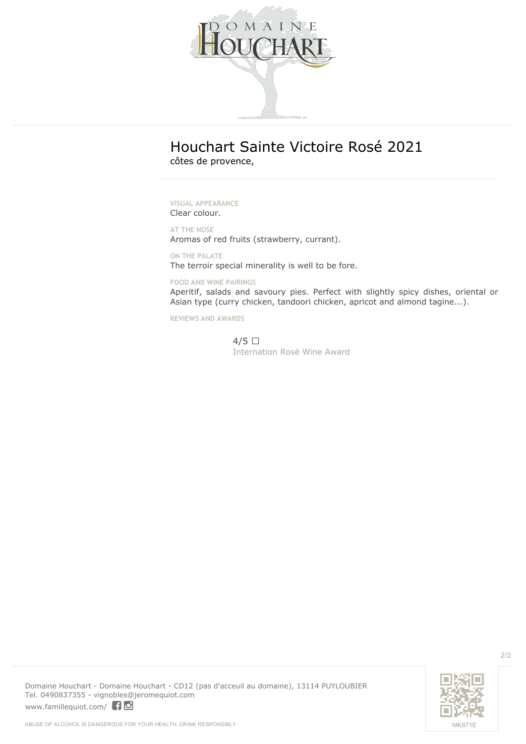# Houchart Sainte Victoire Rosé 2021

côtes de provence,

**VISUAL APPEARANCE**

Clear colour.

**AT THE NOSE**

Aromas of red fruits (strawberry, currant).

**ON THE PALATE**

The terroir special minerality is well to be fore.

**FOOD AND WINE PAIRINGS**

Aperitif, salads and savoury pies. Perfect with slightly spicy dishes, oriental or Asian type (curry chicken, tandoori chicken, apricot and almond tagine...).

**REVIEWS AND AWARDS**

4/5 ☐
Internation Rosé Wine Award

Domaine Houchart - Domaine Houchart - CD12 (pas d'acceuil au domaine), 13114 PUYLOUBIER
Tel. 0490837355 - vignobles@jeromequiot.com
www.famillequiot.com/

ABUSE OF ALCOHOL IS DANGEROUS FOR YOUR HEALTH. DRINK RESPONSIBLY.

MK671E